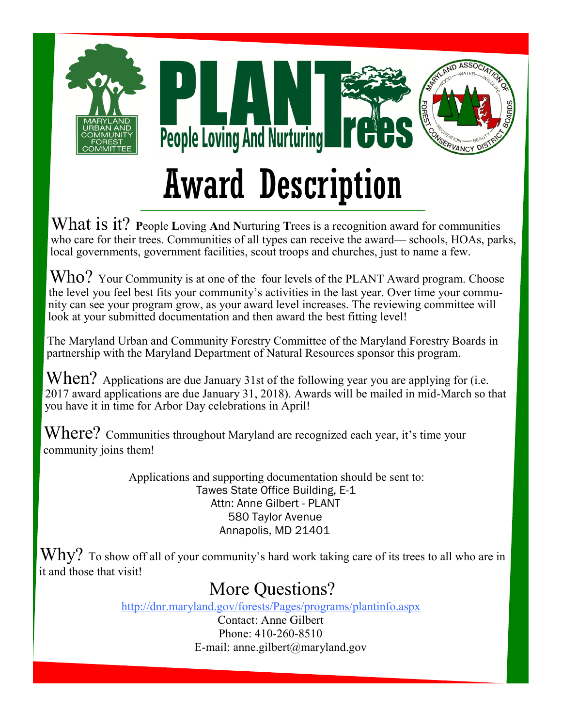MARYLAND URBAN AND COMMUNITY FOREST COMMITTEE

# PLANTrees

People Loving And Nurturing Trees

MARYLAND ASSOCIATION OF FOREST CONSERVANCY DISTRICT BOARDS — WOOD — WATER — WILDLIFE — RECREATION — BEAUTY

# Award Description

What is it? **P**eople **L**oving **A**nd **N**urturing **T**rees is a recognition award for communities who care for their trees. Communities of all types can receive the award— schools, HOAs, parks, local governments, government facilities, scout troops and churches, just to name a few.

Who? Your Community is at one of the four levels of the PLANT Award program. Choose the level you feel best fits your community's activities in the last year. Over time your community can see your program grow, as your award level increases. The reviewing committee will look at your submitted documentation and then award the best fitting level!

The Maryland Urban and Community Forestry Committee of the Maryland Forestry Boards in partnership with the Maryland Department of Natural Resources sponsor this program.

When? Applications are due January 31st of the following year you are applying for (i.e. 2017 award applications are due January 31, 2018). Awards will be mailed in mid-March so that you have it in time for Arbor Day celebrations in April!

Where? Communities throughout Maryland are recognized each year, it's time your community joins them!

Applications and supporting documentation should be sent to:
Tawes State Office Building, E-1
Attn: Anne Gilbert - PLANT
580 Taylor Avenue
Annapolis, MD 21401

Why? To show off all of your community's hard work taking care of its trees to all who are in it and those that visit!

## More Questions?

http://dnr.maryland.gov/forests/Pages/programs/plantinfo.aspx
Contact: Anne Gilbert
Phone: 410-260-8510
E-mail: anne.gilbert@maryland.gov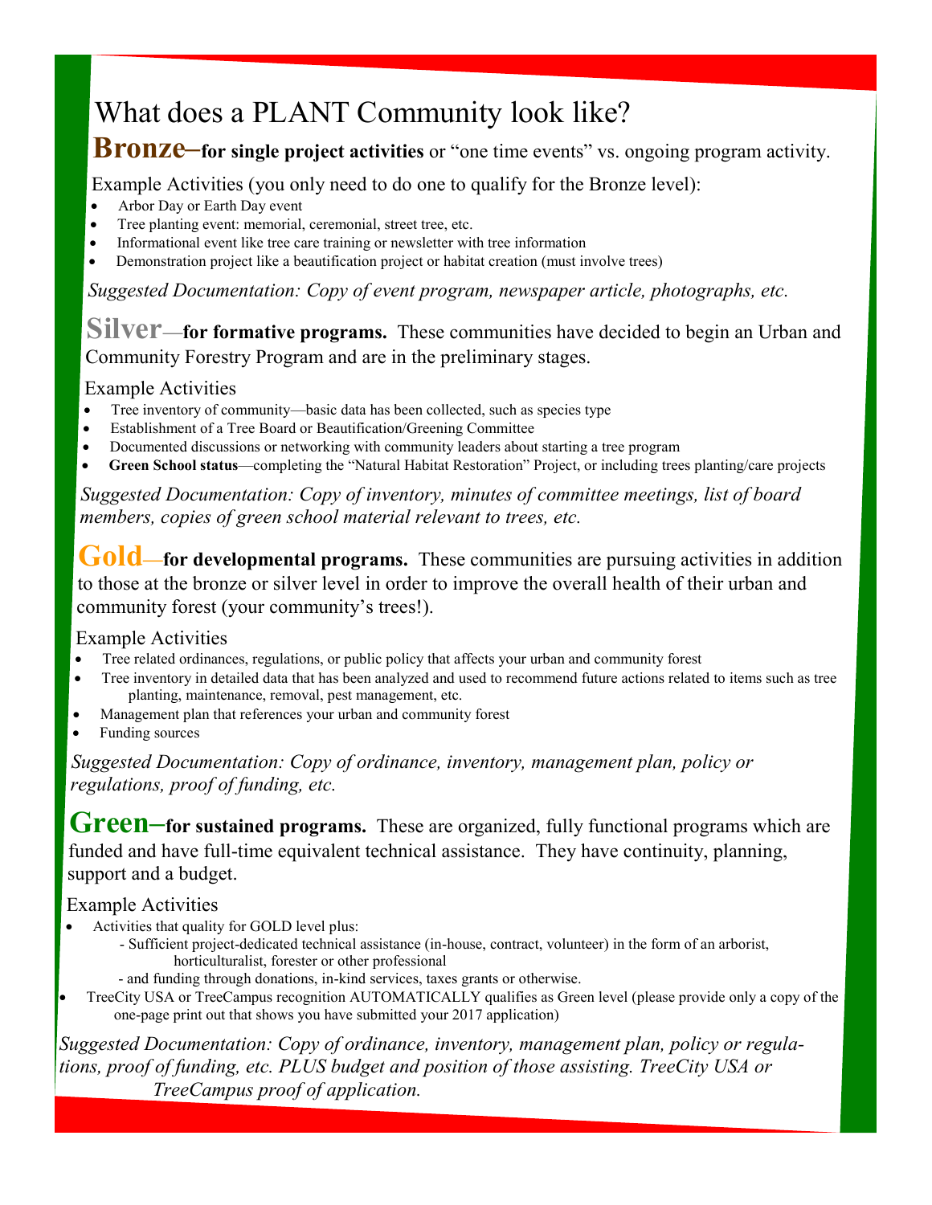# What does a PLANT Community look like?

**Bronze–for single project activities** or "one time events" vs. ongoing program activity.

Example Activities (you only need to do one to qualify for the Bronze level):

- Arbor Day or Earth Day event
- Tree planting event: memorial, ceremonial, street tree, etc.
- Informational event like tree care training or newsletter with tree information
- Demonstration project like a beautification project or habitat creation (must involve trees)

*Suggested Documentation: Copy of event program, newspaper article, photographs, etc.*

**Silver—for formative programs.** These communities have decided to begin an Urban and Community Forestry Program and are in the preliminary stages.

Example Activities

- Tree inventory of community—basic data has been collected, such as species type
- Establishment of a Tree Board or Beautification/Greening Committee
- Documented discussions or networking with community leaders about starting a tree program
- **Green School status**—completing the "Natural Habitat Restoration" Project, or including trees planting/care projects

*Suggested Documentation: Copy of inventory, minutes of committee meetings, list of board members, copies of green school material relevant to trees, etc.*

**Gold—for developmental programs.** These communities are pursuing activities in addition to those at the bronze or silver level in order to improve the overall health of their urban and community forest (your community's trees!).

Example Activities

- Tree related ordinances, regulations, or public policy that affects your urban and community forest
- Tree inventory in detailed data that has been analyzed and used to recommend future actions related to items such as tree planting, maintenance, removal, pest management, etc.
- Management plan that references your urban and community forest
- Funding sources

*Suggested Documentation: Copy of ordinance, inventory, management plan, policy or regulations, proof of funding, etc.*

**Green–for sustained programs.** These are organized, fully functional programs which are funded and have full-time equivalent technical assistance. They have continuity, planning, support and a budget.

Example Activities

- Activities that quality for GOLD level plus:
  - Sufficient project-dedicated technical assistance (in-house, contract, volunteer) in the form of an arborist, horticulturalist, forester or other professional
  - and funding through donations, in-kind services, taxes grants or otherwise.
- TreeCity USA or TreeCampus recognition AUTOMATICALLY qualifies as Green level (please provide only a copy of the one-page print out that shows you have submitted your 2017 application)

*Suggested Documentation: Copy of ordinance, inventory, management plan, policy or regulations, proof of funding, etc. PLUS budget and position of those assisting. TreeCity USA or TreeCampus proof of application.*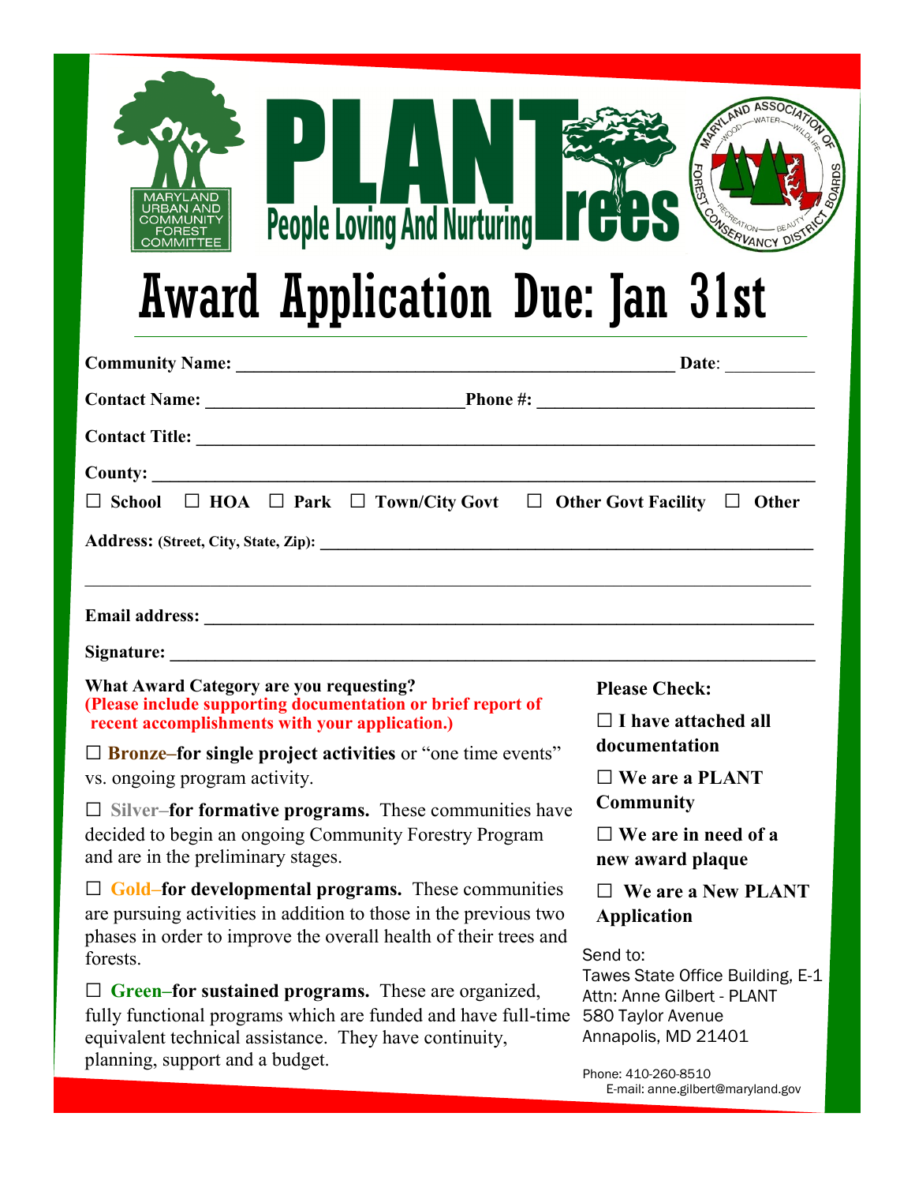MARYLAND URBAN AND COMMUNITY FOREST COMMITTEE

# PLANTrees

People Loving And Nurturing Trees

MARYLAND ASSOCIATION OF FOREST CONSERVANCY DISTRICT BOARDS
WOOD — WATER — WILDLIFE — RECREATION — BEAUTY

# Award Application Due: Jan 31st

**Community Name:** ______________________________________________ **Date**: __________

**Contact Name:** ___________________________ **Phone #:** ______________________________

**Contact Title:** ___________________________________________________________________

**County:** ________________________________________________________________________

☐ **School** ☐ **HOA** ☐ **Park** ☐ **Town/City Govt** ☐ **Other Govt Facility** ☐ **Other**

**Address: (Street, City, State, Zip):** ________________________________________________

_____________________________________________________________________________

**Email address:** __________________________________________________________________

**Signature:** _____________________________________________________________________

**What Award Category are you requesting?**
**(Please include supporting documentation or brief report of recent accomplishments with your application.)**

☐ **Bronze–for single project activities** or "one time events" vs. ongoing program activity.

☐ **Silver–for formative programs.** These communities have decided to begin an ongoing Community Forestry Program and are in the preliminary stages.

☐ **Gold–for developmental programs.** These communities are pursuing activities in addition to those in the previous two phases in order to improve the overall health of their trees and forests.

☐ **Green–for sustained programs.** These are organized, fully functional programs which are funded and have full-time equivalent technical assistance. They have continuity, planning, support and a budget.

**Please Check:**

☐ **I have attached all documentation**

☐ **We are a PLANT Community**

☐ **We are in need of a new award plaque**

☐ **We are a New PLANT Application**

Send to:
Tawes State Office Building, E-1
Attn: Anne Gilbert - PLANT
580 Taylor Avenue
Annapolis, MD 21401

Phone: 410-260-8510
E-mail: anne.gilbert@maryland.gov